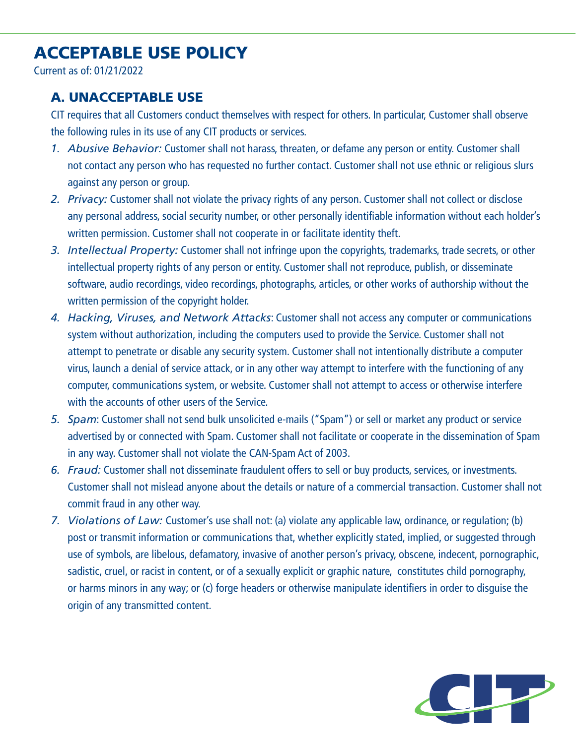# ACCEPTABLE USE POLICY

Current as of: 01/21/2022

## A. UNACCEPTABLE USE

CIT requires that all Customers conduct themselves with respect for others. In particular, Customer shall observe the following rules in its use of any CIT products or services.

1. *Abusive Behavior:* Customer shall not harass, threaten, or defame any person or entity. Customer shall not contact any person who has requested no further contact. Customer shall not use ethnic or religious slurs against any person or group.
2. *Privacy:* Customer shall not violate the privacy rights of any person. Customer shall not collect or disclose any personal address, social security number, or other personally identifiable information without each holder's written permission. Customer shall not cooperate in or facilitate identity theft.
3. *Intellectual Property:* Customer shall not infringe upon the copyrights, trademarks, trade secrets, or other intellectual property rights of any person or entity. Customer shall not reproduce, publish, or disseminate software, audio recordings, video recordings, photographs, articles, or other works of authorship without the written permission of the copyright holder.
4. *Hacking, Viruses, and Network Attacks*: Customer shall not access any computer or communications system without authorization, including the computers used to provide the Service. Customer shall not attempt to penetrate or disable any security system. Customer shall not intentionally distribute a computer virus, launch a denial of service attack, or in any other way attempt to interfere with the functioning of any computer, communications system, or website. Customer shall not attempt to access or otherwise interfere with the accounts of other users of the Service.
5. *Spam*: Customer shall not send bulk unsolicited e-mails ("Spam") or sell or market any product or service advertised by or connected with Spam. Customer shall not facilitate or cooperate in the dissemination of Spam in any way. Customer shall not violate the CAN-Spam Act of 2003.
6. *Fraud:* Customer shall not disseminate fraudulent offers to sell or buy products, services, or investments. Customer shall not mislead anyone about the details or nature of a commercial transaction. Customer shall not commit fraud in any other way.
7. *Violations of Law:* Customer's use shall not: (a) violate any applicable law, ordinance, or regulation; (b) post or transmit information or communications that, whether explicitly stated, implied, or suggested through use of symbols, are libelous, defamatory, invasive of another person's privacy, obscene, indecent, pornographic, sadistic, cruel, or racist in content, or of a sexually explicit or graphic nature, constitutes child pornography, or harms minors in any way; or (c) forge headers or otherwise manipulate identifiers in order to disguise the origin of any transmitted content.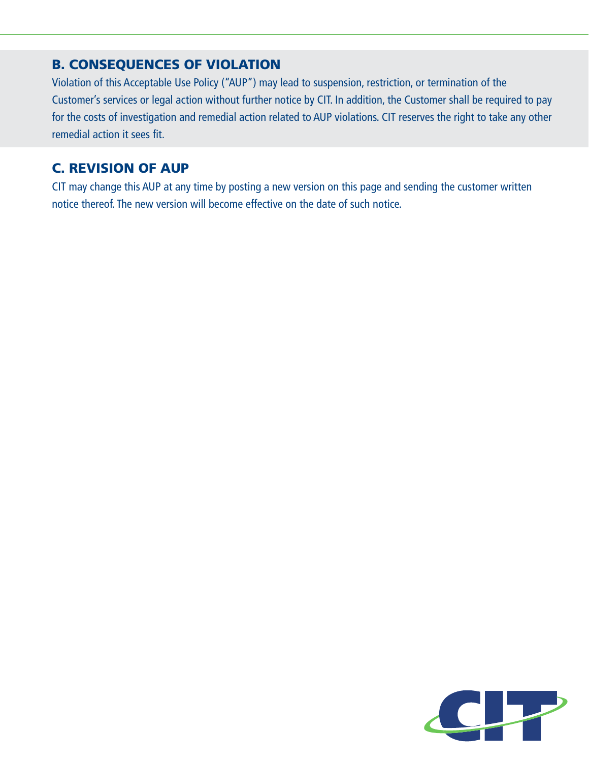## B. CONSEQUENCES OF VIOLATION

Violation of this Acceptable Use Policy ("AUP") may lead to suspension, restriction, or termination of the Customer's services or legal action without further notice by CIT. In addition, the Customer shall be required to pay for the costs of investigation and remedial action related to AUP violations. CIT reserves the right to take any other remedial action it sees fit.

## C. REVISION OF AUP

CIT may change this AUP at any time by posting a new version on this page and sending the customer written notice thereof. The new version will become effective on the date of such notice.